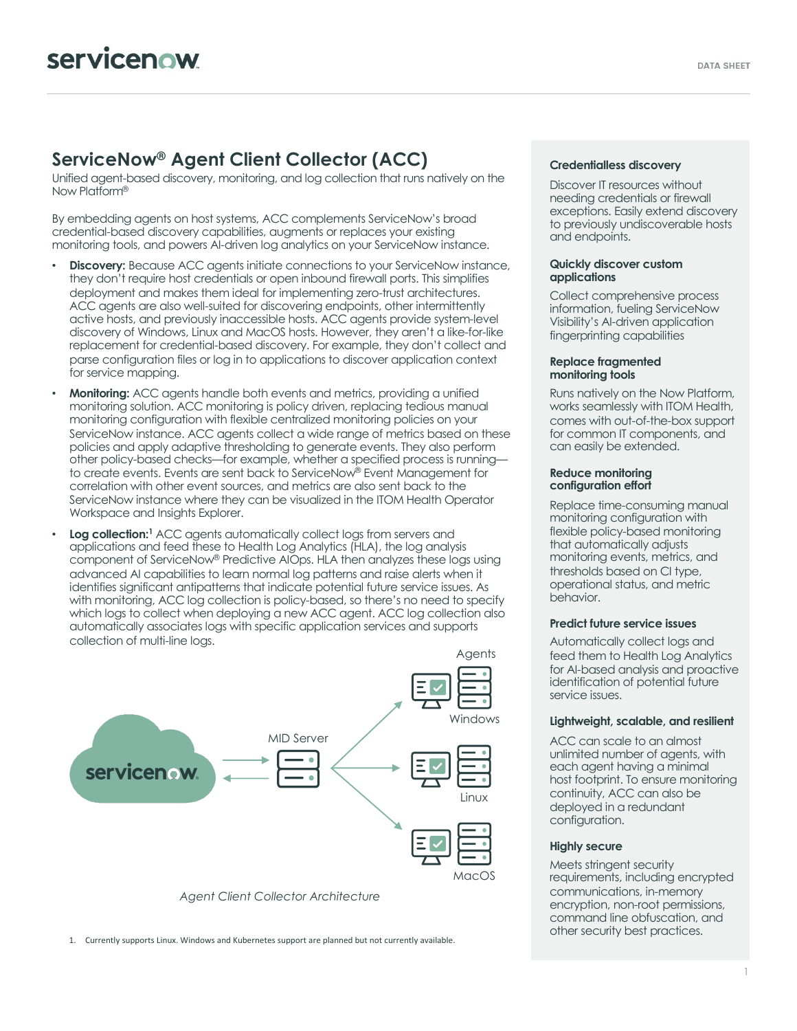# ServiceNow® Agent Client Collector (ACC)

Unified agent-based discovery, monitoring, and log collection that runs natively on the Now Platform®

By embedding agents on host systems, ACC complements ServiceNow's broad credential-based discovery capabilities, augments or replaces your existing monitoring tools, and powers AI-driven log analytics on your ServiceNow instance.

- **Discovery:** Because ACC agents initiate connections to your ServiceNow instance, they don't require host credentials or open inbound firewall ports. This simplifies deployment and makes them ideal for implementing zero-trust architectures. ACC agents are also well-suited for discovering endpoints, other intermittently active hosts, and previously inaccessible hosts. ACC agents provide system-level discovery of Windows, Linux and MacOS hosts. However, they aren't a like-for-like replacement for credential-based discovery. For example, they don't collect and parse configuration files or log in to applications to discover application context for service mapping.
- **Monitoring:** ACC agents handle both events and metrics, providing a unified monitoring solution. ACC monitoring is policy driven, replacing tedious manual monitoring configuration with flexible centralized monitoring policies on your ServiceNow instance. ACC agents collect a wide range of metrics based on these policies and apply adaptive thresholding to generate events. They also perform other policy-based checks—for example, whether a specified process is running—to create events. Events are sent back to ServiceNow® Event Management for correlation with other event sources, and metrics are also sent back to the ServiceNow instance where they can be visualized in the ITOM Health Operator Workspace and Insights Explorer.
- **Log collection:**[1] ACC agents automatically collect logs from servers and applications and feed these to Health Log Analytics (HLA), the log analysis component of ServiceNow® Predictive AIOps. HLA then analyzes these logs using advanced AI capabilities to learn normal log patterns and raise alerts when it identifies significant antipatterns that indicate potential future service issues. As with monitoring, ACC log collection is policy-based, so there's no need to specify which logs to collect when deploying a new ACC agent. ACC log collection also automatically associates logs with specific application services and supports collection of multi-line logs.

*Agent Client Collector Architecture*

1. Currently supports Linux. Windows and Kubernetes support are planned but not currently available.

### Credentialless discovery

Discover IT resources without needing credentials or firewall exceptions. Easily extend discovery to previously undiscoverable hosts and endpoints.

### Quickly discover custom applications

Collect comprehensive process information, fueling ServiceNow Visibility's AI-driven application fingerprinting capabilities

### Replace fragmented monitoring tools

Runs natively on the Now Platform, works seamlessly with ITOM Health, comes with out-of-the-box support for common IT components, and can easily be extended.

### Reduce monitoring configuration effort

Replace time-consuming manual monitoring configuration with flexible policy-based monitoring that automatically adjusts monitoring events, metrics, and thresholds based on CI type, operational status, and metric behavior.

### Predict future service issues

Automatically collect logs and feed them to Health Log Analytics for AI-based analysis and proactive identification of potential future service issues.

### Lightweight, scalable, and resilient

ACC can scale to an almost unlimited number of agents, with each agent having a minimal host footprint. To ensure monitoring continuity, ACC can also be deployed in a redundant configuration.

### Highly secure

Meets stringent security requirements, including encrypted communications, in-memory encryption, non-root permissions, command line obfuscation, and other security best practices.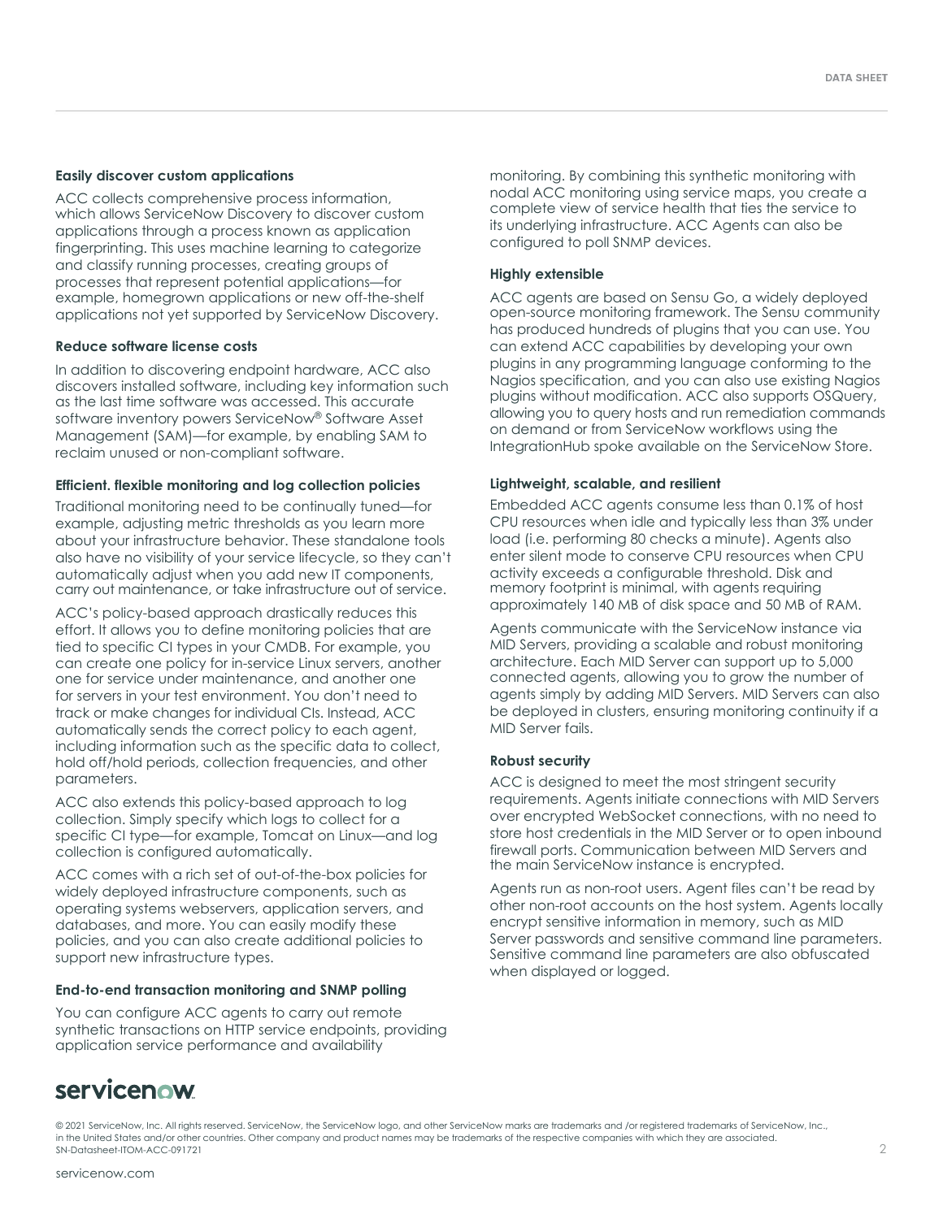### Easily discover custom applications

ACC collects comprehensive process information, which allows ServiceNow Discovery to discover custom applications through a process known as application fingerprinting. This uses machine learning to categorize and classify running processes, creating groups of processes that represent potential applications—for example, homegrown applications or new off-the-shelf applications not yet supported by ServiceNow Discovery.

### Reduce software license costs

In addition to discovering endpoint hardware, ACC also discovers installed software, including key information such as the last time software was accessed. This accurate software inventory powers ServiceNow® Software Asset Management (SAM)—for example, by enabling SAM to reclaim unused or non-compliant software.

### Efficient. flexible monitoring and log collection policies

Traditional monitoring need to be continually tuned—for example, adjusting metric thresholds as you learn more about your infrastructure behavior. These standalone tools also have no visibility of your service lifecycle, so they can't automatically adjust when you add new IT components, carry out maintenance, or take infrastructure out of service.

ACC's policy-based approach drastically reduces this effort. It allows you to define monitoring policies that are tied to specific CI types in your CMDB. For example, you can create one policy for in-service Linux servers, another one for service under maintenance, and another one for servers in your test environment. You don't need to track or make changes for individual CIs. Instead, ACC automatically sends the correct policy to each agent, including information such as the specific data to collect, hold off/hold periods, collection frequencies, and other parameters.

ACC also extends this policy-based approach to log collection. Simply specify which logs to collect for a specific CI type—for example, Tomcat on Linux—and log collection is configured automatically.

ACC comes with a rich set of out-of-the-box policies for widely deployed infrastructure components, such as operating systems webservers, application servers, and databases, and more. You can easily modify these policies, and you can also create additional policies to support new infrastructure types.

### End-to-end transaction monitoring and SNMP polling

You can configure ACC agents to carry out remote synthetic transactions on HTTP service endpoints, providing application service performance and availability monitoring. By combining this synthetic monitoring with nodal ACC monitoring using service maps, you create a complete view of service health that ties the service to its underlying infrastructure. ACC Agents can also be configured to poll SNMP devices.

### Highly extensible

ACC agents are based on Sensu Go, a widely deployed open-source monitoring framework. The Sensu community has produced hundreds of plugins that you can use. You can extend ACC capabilities by developing your own plugins in any programming language conforming to the Nagios specification, and you can also use existing Nagios plugins without modification. ACC also supports OSQuery, allowing you to query hosts and run remediation commands on demand or from ServiceNow workflows using the IntegrationHub spoke available on the ServiceNow Store.

### Lightweight, scalable, and resilient

Embedded ACC agents consume less than 0.1% of host CPU resources when idle and typically less than 3% under load (i.e. performing 80 checks a minute). Agents also enter silent mode to conserve CPU resources when CPU activity exceeds a configurable threshold. Disk and memory footprint is minimal, with agents requiring approximately 140 MB of disk space and 50 MB of RAM.

Agents communicate with the ServiceNow instance via MID Servers, providing a scalable and robust monitoring architecture. Each MID Server can support up to 5,000 connected agents, allowing you to grow the number of agents simply by adding MID Servers. MID Servers can also be deployed in clusters, ensuring monitoring continuity if a MID Server fails.

### Robust security

ACC is designed to meet the most stringent security requirements. Agents initiate connections with MID Servers over encrypted WebSocket connections, with no need to store host credentials in the MID Server or to open inbound firewall ports. Communication between MID Servers and the main ServiceNow instance is encrypted.

Agents run as non-root users. Agent files can't be read by other non-root accounts on the host system. Agents locally encrypt sensitive information in memory, such as MID Server passwords and sensitive command line parameters. Sensitive command line parameters are also obfuscated when displayed or logged.

servicenow

© 2021 ServiceNow, Inc. All rights reserved. ServiceNow, the ServiceNow logo, and other ServiceNow marks are trademarks and /or registered trademarks of ServiceNow, Inc., in the United States and/or other countries. Other company and product names may be trademarks of the respective companies with which they are associated.
SN-Datasheet-ITOM-ACC-091721

servicenow.com